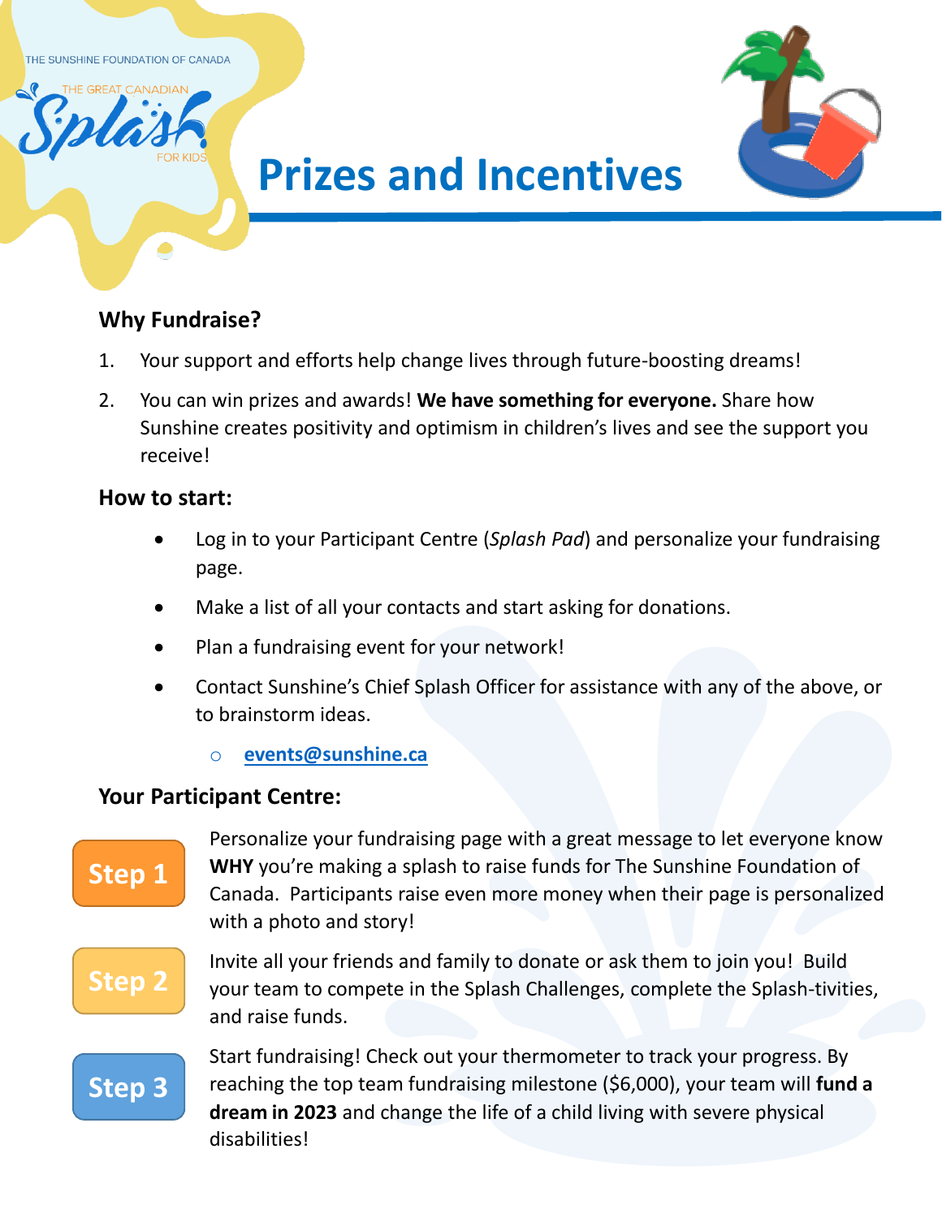THE SUNSHINE FOUNDATION OF CANADA

THE GREAT CANADIAN Splash FOR KIDS

# Prizes and Incentives

## Why Fundraise?

1. Your support and efforts help change lives through future-boosting dreams!
2. You can win prizes and awards! **We have something for everyone.** Share how Sunshine creates positivity and optimism in children's lives and see the support you receive!

## How to start:

- Log in to your Participant Centre (*Splash Pad*) and personalize your fundraising page.
- Make a list of all your contacts and start asking for donations.
- Plan a fundraising event for your network!
- Contact Sunshine's Chief Splash Officer for assistance with any of the above, or to brainstorm ideas.
  - **events@sunshine.ca**

## Your Participant Centre:

**Step 1** Personalize your fundraising page with a great message to let everyone know **WHY** you're making a splash to raise funds for The Sunshine Foundation of Canada. Participants raise even more money when their page is personalized with a photo and story!

**Step 2** Invite all your friends and family to donate or ask them to join you! Build your team to compete in the Splash Challenges, complete the Splash-tivities, and raise funds.

**Step 3** Start fundraising! Check out your thermometer to track your progress. By reaching the top team fundraising milestone ($6,000), your team will **fund a dream in 2023** and change the life of a child living with severe physical disabilities!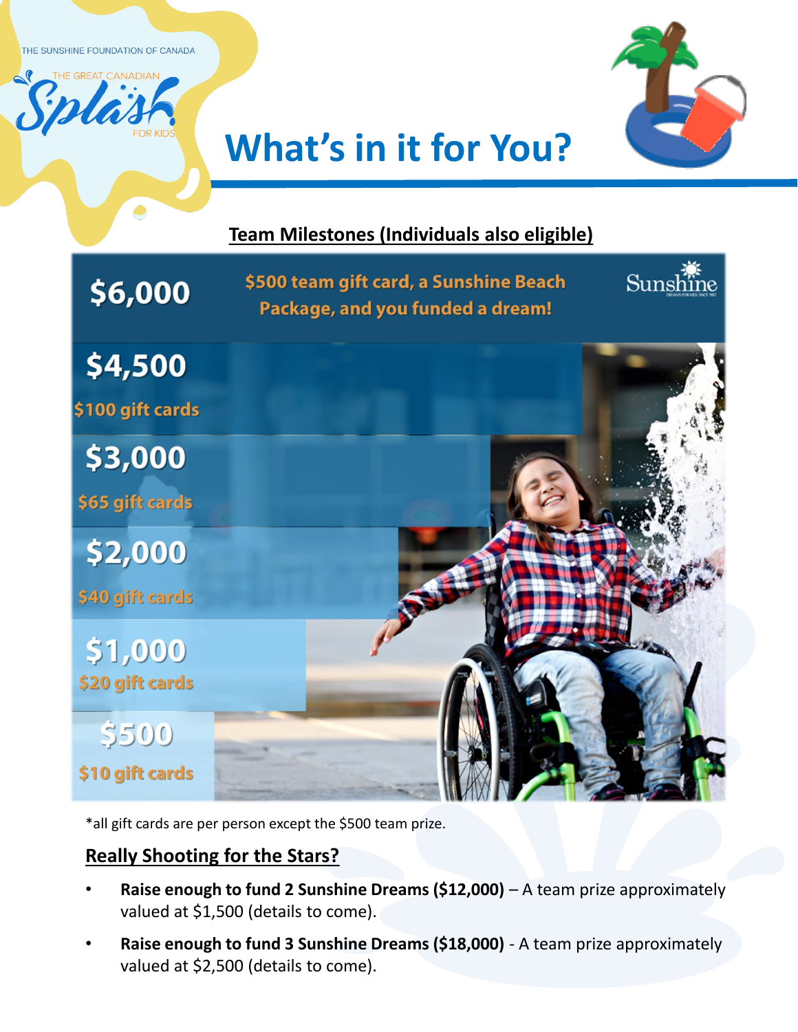THE SUNSHINE FOUNDATION OF CANADA

THE GREAT CANADIAN Splash FOR KIDS

# What's in it for You?

## Team Milestones (Individuals also eligible)

| Milestone | Reward |
| --- | --- |
| $6,000 | $500 team gift card, a Sunshine Beach Package, and you funded a dream! |
| $4,500 | $100 gift cards |
| $3,000 | $65 gift cards |
| $2,000 | $40 gift cards |
| $1,000 | $20 gift cards |
| $500 | $10 gift cards |

*all gift cards are per person except the $500 team prize.

## Really Shooting for the Stars?

- **Raise enough to fund 2 Sunshine Dreams ($12,000)** – A team prize approximately valued at $1,500 (details to come).
- **Raise enough to fund 3 Sunshine Dreams ($18,000)** - A team prize approximately valued at $2,500 (details to come).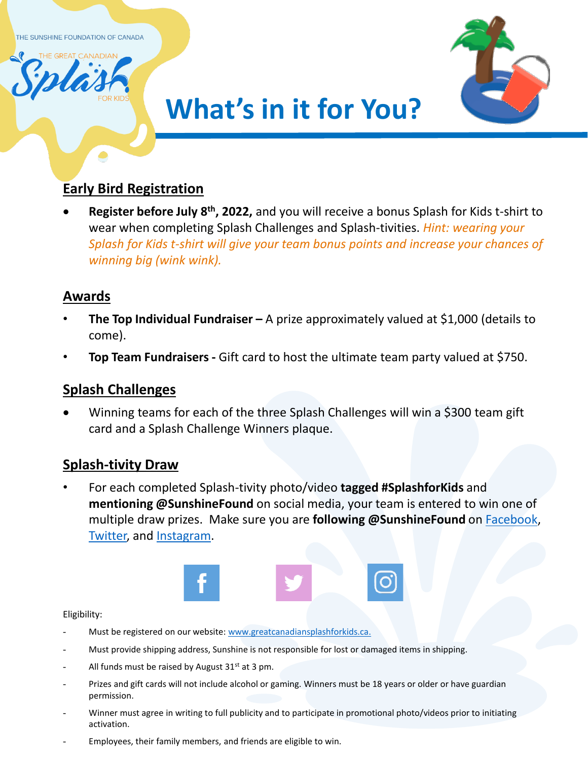THE SUNSHINE FOUNDATION OF CANADA

THE GREAT CANADIAN Splash FOR KIDS

# What's in it for You?

## Early Bird Registration

- **Register before July 8th, 2022,** and you will receive a bonus Splash for Kids t-shirt to wear when completing Splash Challenges and Splash-tivities. *Hint: wearing your Splash for Kids t-shirt will give your team bonus points and increase your chances of winning big (wink wink).*

## Awards

- **The Top Individual Fundraiser –** A prize approximately valued at $1,000 (details to come).
- **Top Team Fundraisers -** Gift card to host the ultimate team party valued at $750.

## Splash Challenges

- Winning teams for each of the three Splash Challenges will win a $300 team gift card and a Splash Challenge Winners plaque.

## Splash-tivity Draw

- For each completed Splash-tivity photo/video **tagged #SplashforKids** and **mentioning @SunshineFound** on social media, your team is entered to win one of multiple draw prizes. Make sure you are **following @SunshineFound** on Facebook, Twitter, and Instagram.

Eligibility:

- Must be registered on our website: www.greatcanadiansplashforkids.ca.
- Must provide shipping address, Sunshine is not responsible for lost or damaged items in shipping.
- All funds must be raised by August 31st at 3 pm.
- Prizes and gift cards will not include alcohol or gaming. Winners must be 18 years or older or have guardian permission.
- Winner must agree in writing to full publicity and to participate in promotional photo/videos prior to initiating activation.
- Employees, their family members, and friends are eligible to win.